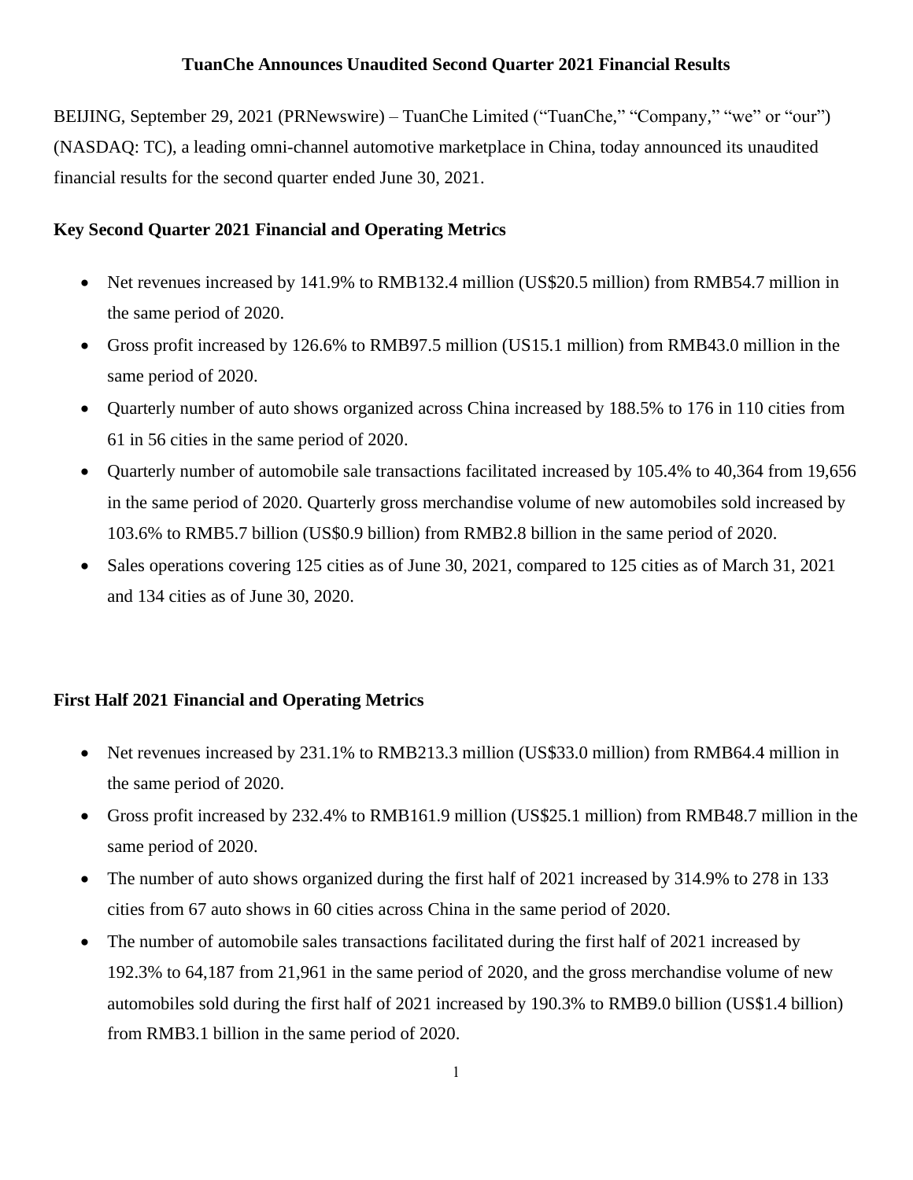# TuanChe Announces Unaudited Second Quarter 2021 Financial Results

BEIJING, September 29, 2021 (PRNewswire) – TuanChe Limited ("TuanChe," "Company," "we" or "our") (NASDAQ: TC), a leading omni-channel automotive marketplace in China, today announced its unaudited financial results for the second quarter ended June 30, 2021.

## Key Second Quarter 2021 Financial and Operating Metrics

- Net revenues increased by 141.9% to RMB132.4 million (US$20.5 million) from RMB54.7 million in the same period of 2020.
- Gross profit increased by 126.6% to RMB97.5 million (US15.1 million) from RMB43.0 million in the same period of 2020.
- Quarterly number of auto shows organized across China increased by 188.5% to 176 in 110 cities from 61 in 56 cities in the same period of 2020.
- Quarterly number of automobile sale transactions facilitated increased by 105.4% to 40,364 from 19,656 in the same period of 2020. Quarterly gross merchandise volume of new automobiles sold increased by 103.6% to RMB5.7 billion (US$0.9 billion) from RMB2.8 billion in the same period of 2020.
- Sales operations covering 125 cities as of June 30, 2021, compared to 125 cities as of March 31, 2021 and 134 cities as of June 30, 2020.

## First Half 2021 Financial and Operating Metrics

- Net revenues increased by 231.1% to RMB213.3 million (US$33.0 million) from RMB64.4 million in the same period of 2020.
- Gross profit increased by 232.4% to RMB161.9 million (US$25.1 million) from RMB48.7 million in the same period of 2020.
- The number of auto shows organized during the first half of 2021 increased by 314.9% to 278 in 133 cities from 67 auto shows in 60 cities across China in the same period of 2020.
- The number of automobile sales transactions facilitated during the first half of 2021 increased by 192.3% to 64,187 from 21,961 in the same period of 2020, and the gross merchandise volume of new automobiles sold during the first half of 2021 increased by 190.3% to RMB9.0 billion (US$1.4 billion) from RMB3.1 billion in the same period of 2020.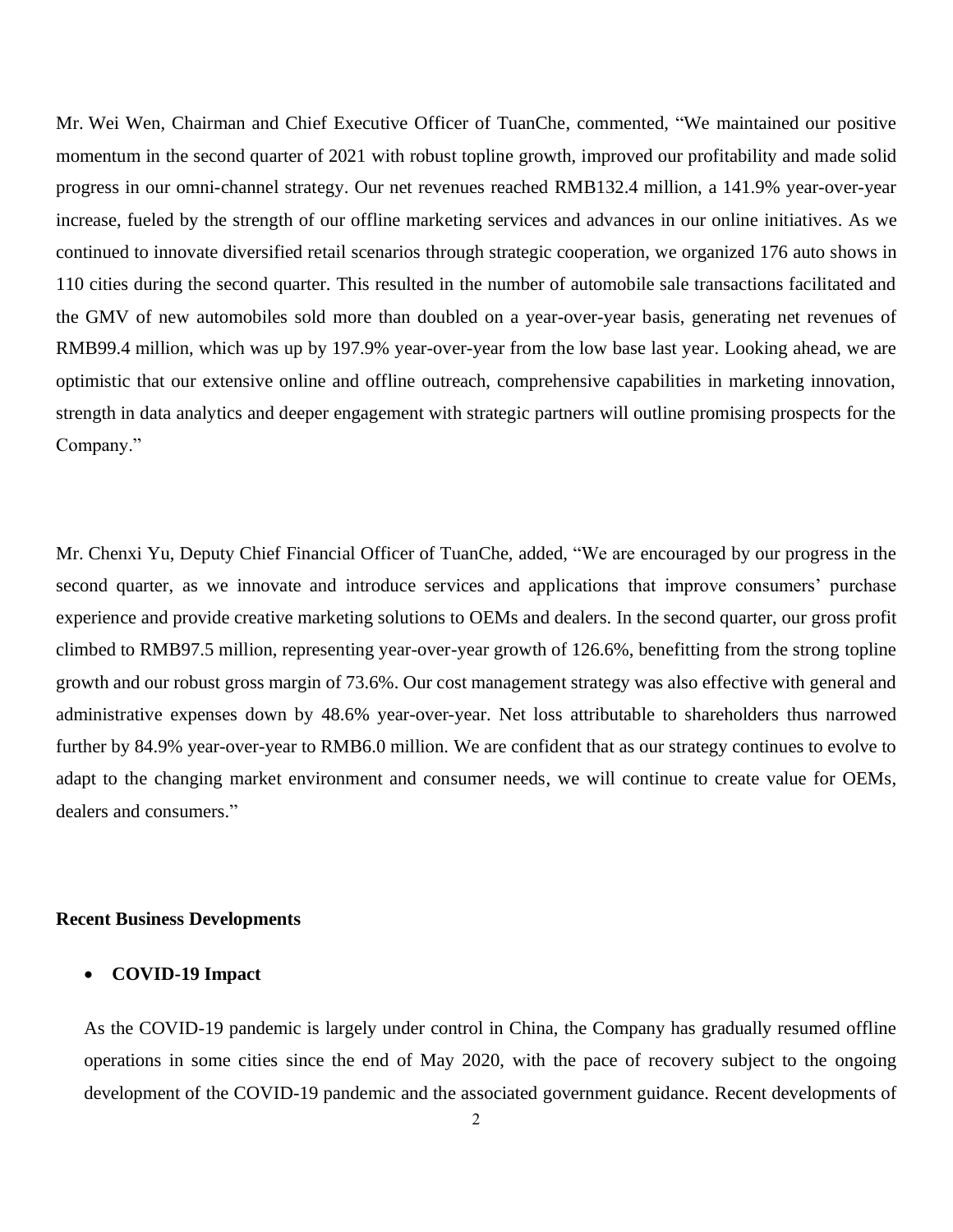Mr. Wei Wen, Chairman and Chief Executive Officer of TuanChe, commented, "We maintained our positive momentum in the second quarter of 2021 with robust topline growth, improved our profitability and made solid progress in our omni-channel strategy. Our net revenues reached RMB132.4 million, a 141.9% year-over-year increase, fueled by the strength of our offline marketing services and advances in our online initiatives. As we continued to innovate diversified retail scenarios through strategic cooperation, we organized 176 auto shows in 110 cities during the second quarter. This resulted in the number of automobile sale transactions facilitated and the GMV of new automobiles sold more than doubled on a year-over-year basis, generating net revenues of RMB99.4 million, which was up by 197.9% year-over-year from the low base last year. Looking ahead, we are optimistic that our extensive online and offline outreach, comprehensive capabilities in marketing innovation, strength in data analytics and deeper engagement with strategic partners will outline promising prospects for the Company."

Mr. Chenxi Yu, Deputy Chief Financial Officer of TuanChe, added, "We are encouraged by our progress in the second quarter, as we innovate and introduce services and applications that improve consumers' purchase experience and provide creative marketing solutions to OEMs and dealers. In the second quarter, our gross profit climbed to RMB97.5 million, representing year-over-year growth of 126.6%, benefitting from the strong topline growth and our robust gross margin of 73.6%. Our cost management strategy was also effective with general and administrative expenses down by 48.6% year-over-year. Net loss attributable to shareholders thus narrowed further by 84.9% year-over-year to RMB6.0 million. We are confident that as our strategy continues to evolve to adapt to the changing market environment and consumer needs, we will continue to create value for OEMs, dealers and consumers."

**Recent Business Developments**

- **COVID-19 Impact**

As the COVID-19 pandemic is largely under control in China, the Company has gradually resumed offline operations in some cities since the end of May 2020, with the pace of recovery subject to the ongoing development of the COVID-19 pandemic and the associated government guidance. Recent developments of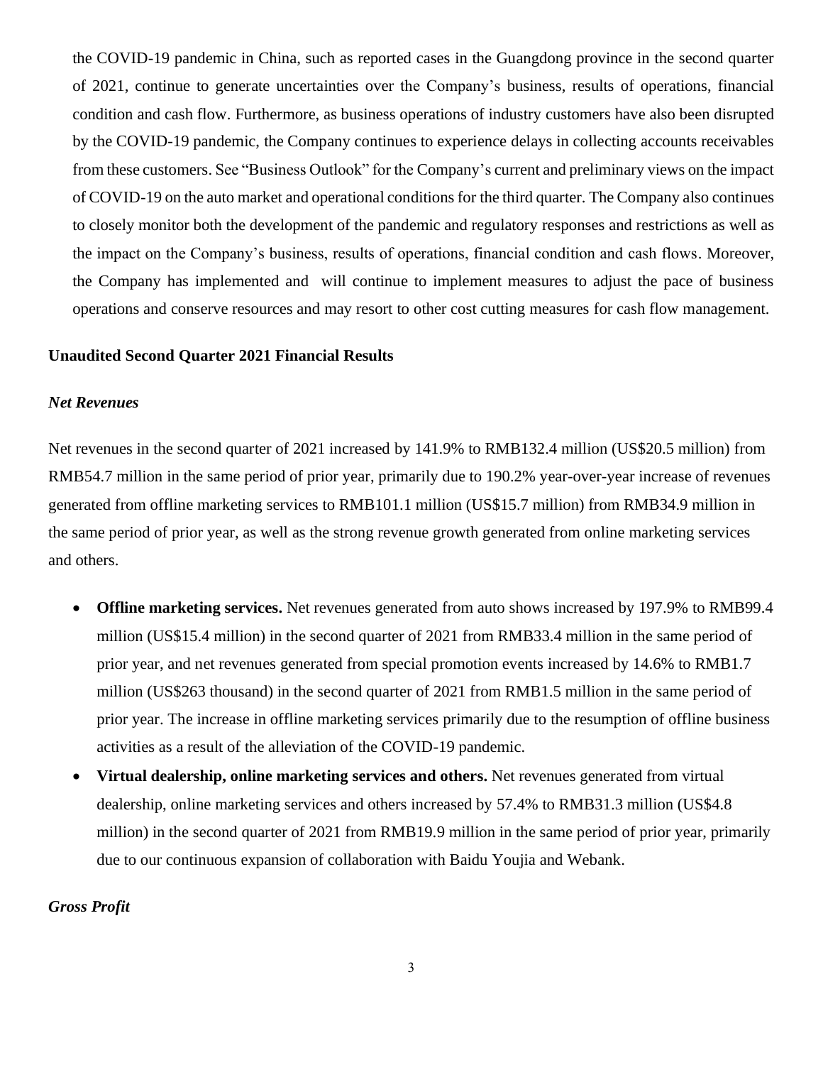the COVID-19 pandemic in China, such as reported cases in the Guangdong province in the second quarter of 2021, continue to generate uncertainties over the Company's business, results of operations, financial condition and cash flow. Furthermore, as business operations of industry customers have also been disrupted by the COVID-19 pandemic, the Company continues to experience delays in collecting accounts receivables from these customers. See "Business Outlook" for the Company's current and preliminary views on the impact of COVID-19 on the auto market and operational conditions for the third quarter. The Company also continues to closely monitor both the development of the pandemic and regulatory responses and restrictions as well as the impact on the Company's business, results of operations, financial condition and cash flows. Moreover, the Company has implemented and will continue to implement measures to adjust the pace of business operations and conserve resources and may resort to other cost cutting measures for cash flow management.

**Unaudited Second Quarter 2021 Financial Results**

***Net Revenues***

Net revenues in the second quarter of 2021 increased by 141.9% to RMB132.4 million (US$20.5 million) from RMB54.7 million in the same period of prior year, primarily due to 190.2% year-over-year increase of revenues generated from offline marketing services to RMB101.1 million (US$15.7 million) from RMB34.9 million in the same period of prior year, as well as the strong revenue growth generated from online marketing services and others.

- **Offline marketing services.** Net revenues generated from auto shows increased by 197.9% to RMB99.4 million (US$15.4 million) in the second quarter of 2021 from RMB33.4 million in the same period of prior year, and net revenues generated from special promotion events increased by 14.6% to RMB1.7 million (US$263 thousand) in the second quarter of 2021 from RMB1.5 million in the same period of prior year. The increase in offline marketing services primarily due to the resumption of offline business activities as a result of the alleviation of the COVID-19 pandemic.
- **Virtual dealership, online marketing services and others.** Net revenues generated from virtual dealership, online marketing services and others increased by 57.4% to RMB31.3 million (US$4.8 million) in the second quarter of 2021 from RMB19.9 million in the same period of prior year, primarily due to our continuous expansion of collaboration with Baidu Youjia and Webank.

***Gross Profit***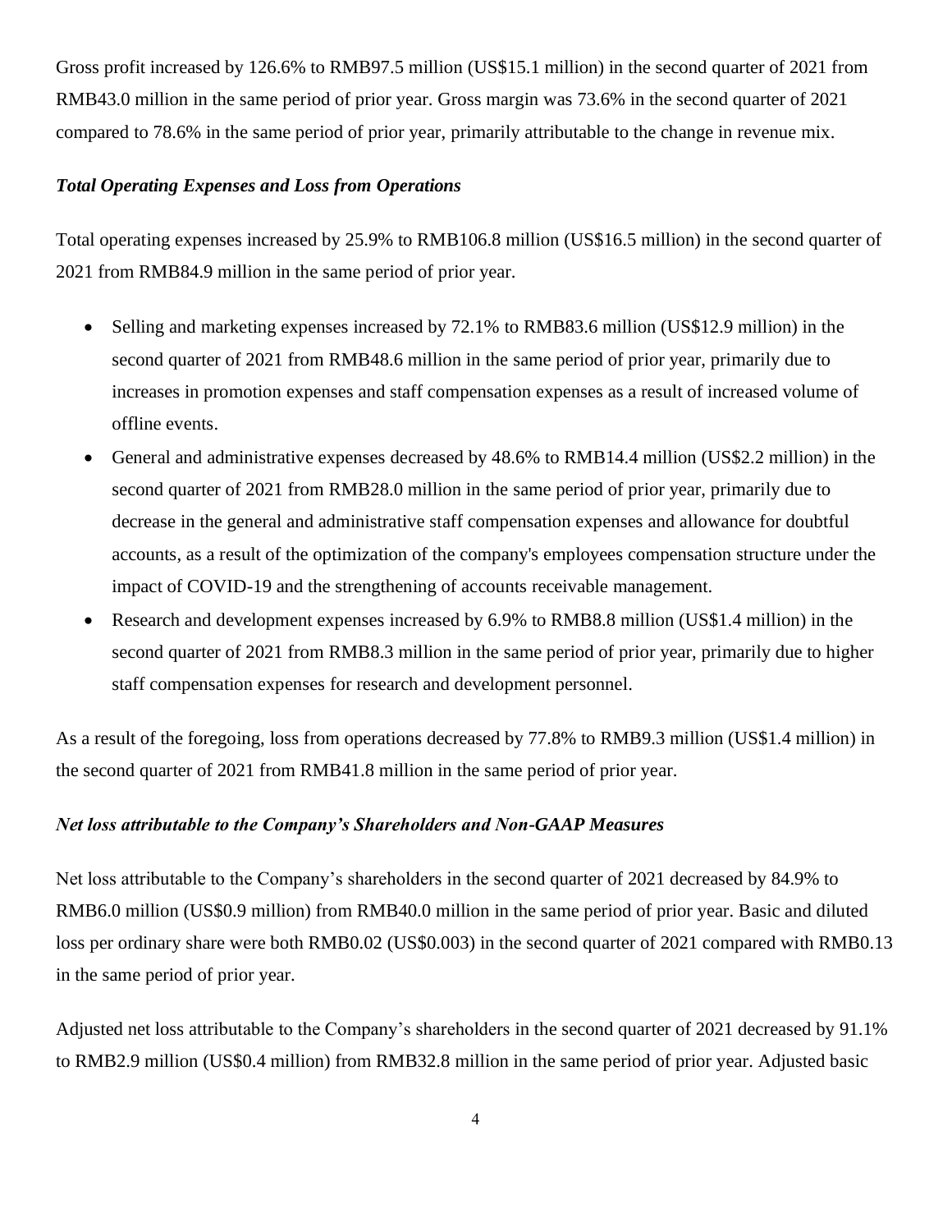Gross profit increased by 126.6% to RMB97.5 million (US$15.1 million) in the second quarter of 2021 from RMB43.0 million in the same period of prior year. Gross margin was 73.6% in the second quarter of 2021 compared to 78.6% in the same period of prior year, primarily attributable to the change in revenue mix.

***Total Operating Expenses and Loss from Operations***

Total operating expenses increased by 25.9% to RMB106.8 million (US$16.5 million) in the second quarter of 2021 from RMB84.9 million in the same period of prior year.

- Selling and marketing expenses increased by 72.1% to RMB83.6 million (US$12.9 million) in the second quarter of 2021 from RMB48.6 million in the same period of prior year, primarily due to increases in promotion expenses and staff compensation expenses as a result of increased volume of offline events.
- General and administrative expenses decreased by 48.6% to RMB14.4 million (US$2.2 million) in the second quarter of 2021 from RMB28.0 million in the same period of prior year, primarily due to decrease in the general and administrative staff compensation expenses and allowance for doubtful accounts, as a result of the optimization of the company's employees compensation structure under the impact of COVID-19 and the strengthening of accounts receivable management.
- Research and development expenses increased by 6.9% to RMB8.8 million (US$1.4 million) in the second quarter of 2021 from RMB8.3 million in the same period of prior year, primarily due to higher staff compensation expenses for research and development personnel.

As a result of the foregoing, loss from operations decreased by 77.8% to RMB9.3 million (US$1.4 million) in the second quarter of 2021 from RMB41.8 million in the same period of prior year.

***Net loss attributable to the Company's Shareholders and Non-GAAP Measures***

Net loss attributable to the Company's shareholders in the second quarter of 2021 decreased by 84.9% to RMB6.0 million (US$0.9 million) from RMB40.0 million in the same period of prior year. Basic and diluted loss per ordinary share were both RMB0.02 (US$0.003) in the second quarter of 2021 compared with RMB0.13 in the same period of prior year.

Adjusted net loss attributable to the Company's shareholders in the second quarter of 2021 decreased by 91.1% to RMB2.9 million (US$0.4 million) from RMB32.8 million in the same period of prior year. Adjusted basic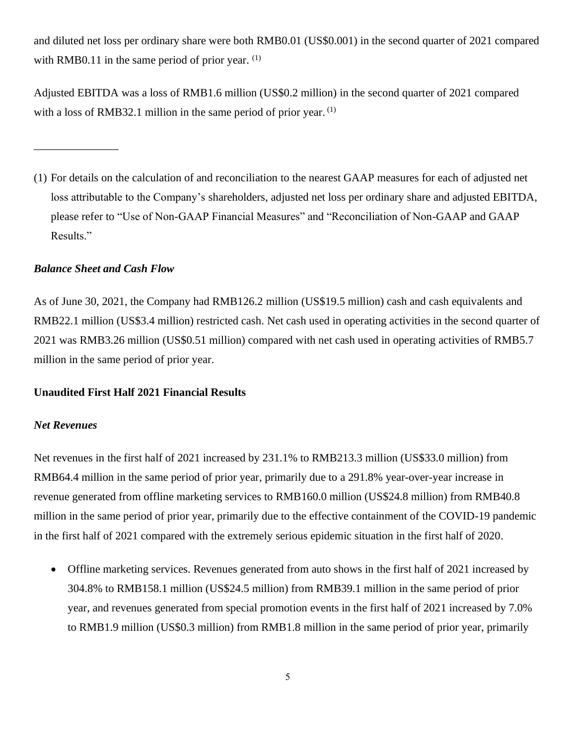and diluted net loss per ordinary share were both RMB0.01 (US$0.001) in the second quarter of 2021 compared with RMB0.11 in the same period of prior year. (1)

Adjusted EBITDA was a loss of RMB1.6 million (US$0.2 million) in the second quarter of 2021 compared with a loss of RMB32.1 million in the same period of prior year. (1)

______________

(1) For details on the calculation of and reconciliation to the nearest GAAP measures for each of adjusted net loss attributable to the Company's shareholders, adjusted net loss per ordinary share and adjusted EBITDA, please refer to "Use of Non-GAAP Financial Measures" and "Reconciliation of Non-GAAP and GAAP Results."

***Balance Sheet and Cash Flow***

As of June 30, 2021, the Company had RMB126.2 million (US$19.5 million) cash and cash equivalents and RMB22.1 million (US$3.4 million) restricted cash. Net cash used in operating activities in the second quarter of 2021 was RMB3.26 million (US$0.51 million) compared with net cash used in operating activities of RMB5.7 million in the same period of prior year.

**Unaudited First Half 2021 Financial Results**

***Net Revenues***

Net revenues in the first half of 2021 increased by 231.1% to RMB213.3 million (US$33.0 million) from RMB64.4 million in the same period of prior year, primarily due to a 291.8% year-over-year increase in revenue generated from offline marketing services to RMB160.0 million (US$24.8 million) from RMB40.8 million in the same period of prior year, primarily due to the effective containment of the COVID-19 pandemic in the first half of 2021 compared with the extremely serious epidemic situation in the first half of 2020.

- Offline marketing services. Revenues generated from auto shows in the first half of 2021 increased by 304.8% to RMB158.1 million (US$24.5 million) from RMB39.1 million in the same period of prior year, and revenues generated from special promotion events in the first half of 2021 increased by 7.0% to RMB1.9 million (US$0.3 million) from RMB1.8 million in the same period of prior year, primarily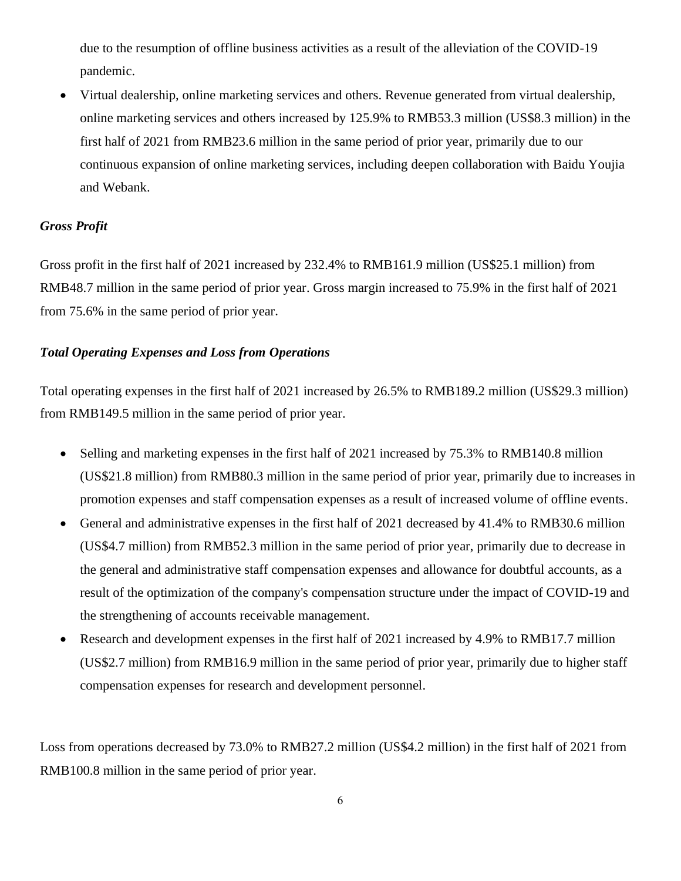due to the resumption of offline business activities as a result of the alleviation of the COVID-19 pandemic.

- Virtual dealership, online marketing services and others. Revenue generated from virtual dealership, online marketing services and others increased by 125.9% to RMB53.3 million (US$8.3 million) in the first half of 2021 from RMB23.6 million in the same period of prior year, primarily due to our continuous expansion of online marketing services, including deepen collaboration with Baidu Youjia and Webank.

***Gross Profit***

Gross profit in the first half of 2021 increased by 232.4% to RMB161.9 million (US$25.1 million) from RMB48.7 million in the same period of prior year. Gross margin increased to 75.9% in the first half of 2021 from 75.6% in the same period of prior year.

***Total Operating Expenses and Loss from Operations***

Total operating expenses in the first half of 2021 increased by 26.5% to RMB189.2 million (US$29.3 million) from RMB149.5 million in the same period of prior year.

- Selling and marketing expenses in the first half of 2021 increased by 75.3% to RMB140.8 million (US$21.8 million) from RMB80.3 million in the same period of prior year, primarily due to increases in promotion expenses and staff compensation expenses as a result of increased volume of offline events.
- General and administrative expenses in the first half of 2021 decreased by 41.4% to RMB30.6 million (US$4.7 million) from RMB52.3 million in the same period of prior year, primarily due to decrease in the general and administrative staff compensation expenses and allowance for doubtful accounts, as a result of the optimization of the company's compensation structure under the impact of COVID-19 and the strengthening of accounts receivable management.
- Research and development expenses in the first half of 2021 increased by 4.9% to RMB17.7 million (US$2.7 million) from RMB16.9 million in the same period of prior year, primarily due to higher staff compensation expenses for research and development personnel.

Loss from operations decreased by 73.0% to RMB27.2 million (US$4.2 million) in the first half of 2021 from RMB100.8 million in the same period of prior year.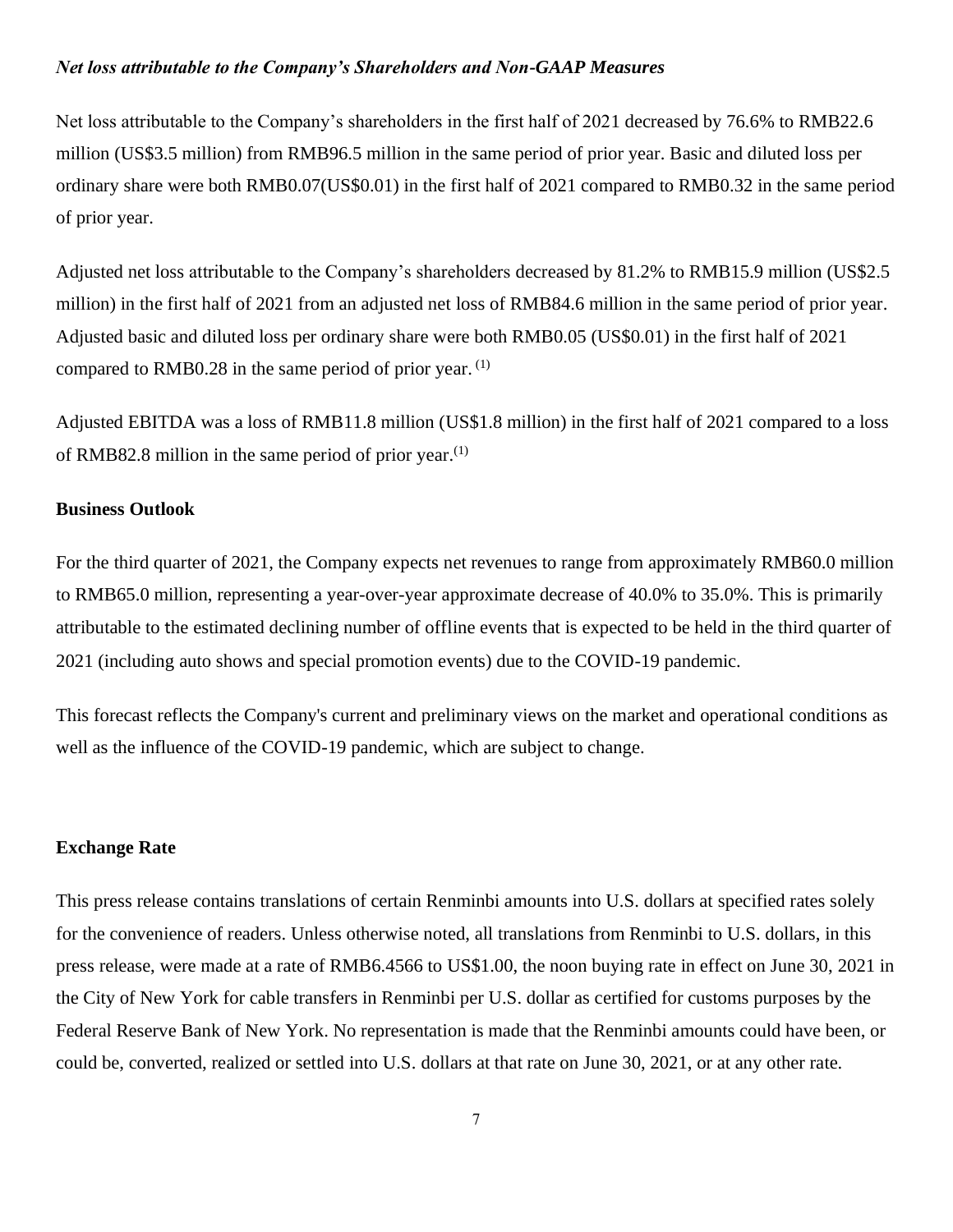***Net loss attributable to the Company's Shareholders and Non-GAAP Measures***

Net loss attributable to the Company's shareholders in the first half of 2021 decreased by 76.6% to RMB22.6 million (US$3.5 million) from RMB96.5 million in the same period of prior year. Basic and diluted loss per ordinary share were both RMB0.07(US$0.01) in the first half of 2021 compared to RMB0.32 in the same period of prior year.

Adjusted net loss attributable to the Company's shareholders decreased by 81.2% to RMB15.9 million (US$2.5 million) in the first half of 2021 from an adjusted net loss of RMB84.6 million in the same period of prior year. Adjusted basic and diluted loss per ordinary share were both RMB0.05 (US$0.01) in the first half of 2021 compared to RMB0.28 in the same period of prior year. (1)

Adjusted EBITDA was a loss of RMB11.8 million (US$1.8 million) in the first half of 2021 compared to a loss of RMB82.8 million in the same period of prior year.(1)

**Business Outlook**

For the third quarter of 2021, the Company expects net revenues to range from approximately RMB60.0 million to RMB65.0 million, representing a year-over-year approximate decrease of 40.0% to 35.0%. This is primarily attributable to the estimated declining number of offline events that is expected to be held in the third quarter of 2021 (including auto shows and special promotion events) due to the COVID-19 pandemic.

This forecast reflects the Company's current and preliminary views on the market and operational conditions as well as the influence of the COVID-19 pandemic, which are subject to change.

**Exchange Rate**

This press release contains translations of certain Renminbi amounts into U.S. dollars at specified rates solely for the convenience of readers. Unless otherwise noted, all translations from Renminbi to U.S. dollars, in this press release, were made at a rate of RMB6.4566 to US$1.00, the noon buying rate in effect on June 30, 2021 in the City of New York for cable transfers in Renminbi per U.S. dollar as certified for customs purposes by the Federal Reserve Bank of New York. No representation is made that the Renminbi amounts could have been, or could be, converted, realized or settled into U.S. dollars at that rate on June 30, 2021, or at any other rate.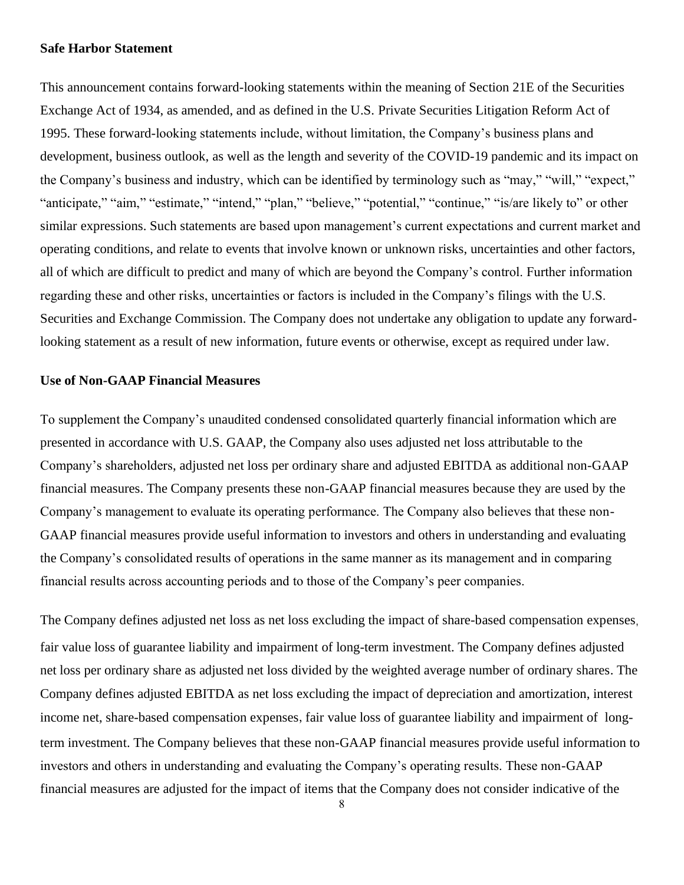**Safe Harbor Statement**

This announcement contains forward-looking statements within the meaning of Section 21E of the Securities Exchange Act of 1934, as amended, and as defined in the U.S. Private Securities Litigation Reform Act of 1995. These forward-looking statements include, without limitation, the Company's business plans and development, business outlook, as well as the length and severity of the COVID-19 pandemic and its impact on the Company's business and industry, which can be identified by terminology such as "may," "will," "expect," "anticipate," "aim," "estimate," "intend," "plan," "believe," "potential," "continue," "is/are likely to" or other similar expressions. Such statements are based upon management's current expectations and current market and operating conditions, and relate to events that involve known or unknown risks, uncertainties and other factors, all of which are difficult to predict and many of which are beyond the Company's control. Further information regarding these and other risks, uncertainties or factors is included in the Company's filings with the U.S. Securities and Exchange Commission. The Company does not undertake any obligation to update any forward-looking statement as a result of new information, future events or otherwise, except as required under law.

**Use of Non-GAAP Financial Measures**

To supplement the Company's unaudited condensed consolidated quarterly financial information which are presented in accordance with U.S. GAAP, the Company also uses adjusted net loss attributable to the Company's shareholders, adjusted net loss per ordinary share and adjusted EBITDA as additional non-GAAP financial measures. The Company presents these non-GAAP financial measures because they are used by the Company's management to evaluate its operating performance. The Company also believes that these non-GAAP financial measures provide useful information to investors and others in understanding and evaluating the Company's consolidated results of operations in the same manner as its management and in comparing financial results across accounting periods and to those of the Company's peer companies.

The Company defines adjusted net loss as net loss excluding the impact of share-based compensation expenses, fair value loss of guarantee liability and impairment of long-term investment. The Company defines adjusted net loss per ordinary share as adjusted net loss divided by the weighted average number of ordinary shares. The Company defines adjusted EBITDA as net loss excluding the impact of depreciation and amortization, interest income net, share-based compensation expenses, fair value loss of guarantee liability and impairment of long-term investment. The Company believes that these non-GAAP financial measures provide useful information to investors and others in understanding and evaluating the Company's operating results. These non-GAAP financial measures are adjusted for the impact of items that the Company does not consider indicative of the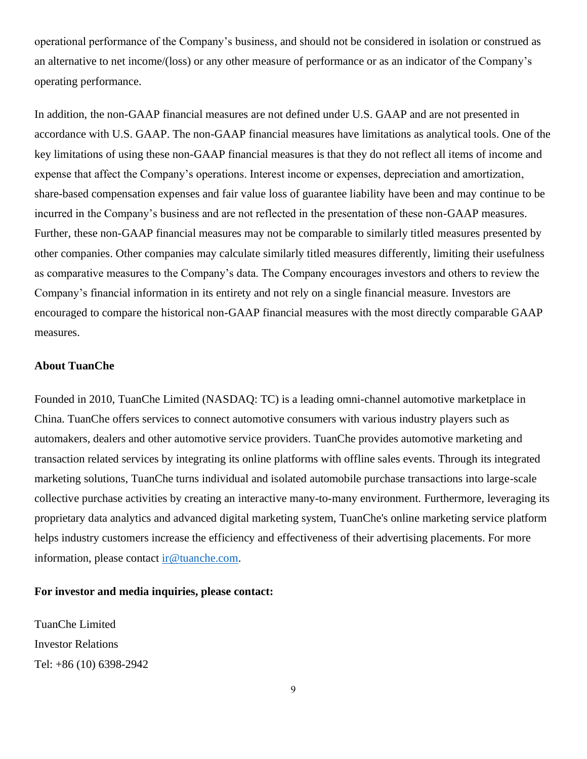operational performance of the Company's business, and should not be considered in isolation or construed as an alternative to net income/(loss) or any other measure of performance or as an indicator of the Company's operating performance.

In addition, the non-GAAP financial measures are not defined under U.S. GAAP and are not presented in accordance with U.S. GAAP. The non-GAAP financial measures have limitations as analytical tools. One of the key limitations of using these non-GAAP financial measures is that they do not reflect all items of income and expense that affect the Company's operations. Interest income or expenses, depreciation and amortization, share-based compensation expenses and fair value loss of guarantee liability have been and may continue to be incurred in the Company's business and are not reflected in the presentation of these non-GAAP measures. Further, these non-GAAP financial measures may not be comparable to similarly titled measures presented by other companies. Other companies may calculate similarly titled measures differently, limiting their usefulness as comparative measures to the Company's data. The Company encourages investors and others to review the Company's financial information in its entirety and not rely on a single financial measure. Investors are encouraged to compare the historical non-GAAP financial measures with the most directly comparable GAAP measures.

**About TuanChe**

Founded in 2010, TuanChe Limited (NASDAQ: TC) is a leading omni-channel automotive marketplace in China. TuanChe offers services to connect automotive consumers with various industry players such as automakers, dealers and other automotive service providers. TuanChe provides automotive marketing and transaction related services by integrating its online platforms with offline sales events. Through its integrated marketing solutions, TuanChe turns individual and isolated automobile purchase transactions into large-scale collective purchase activities by creating an interactive many-to-many environment. Furthermore, leveraging its proprietary data analytics and advanced digital marketing system, TuanChe's online marketing service platform helps industry customers increase the efficiency and effectiveness of their advertising placements. For more information, please contact ir@tuanche.com.

**For investor and media inquiries, please contact:**

TuanChe Limited
Investor Relations
Tel: +86 (10) 6398-2942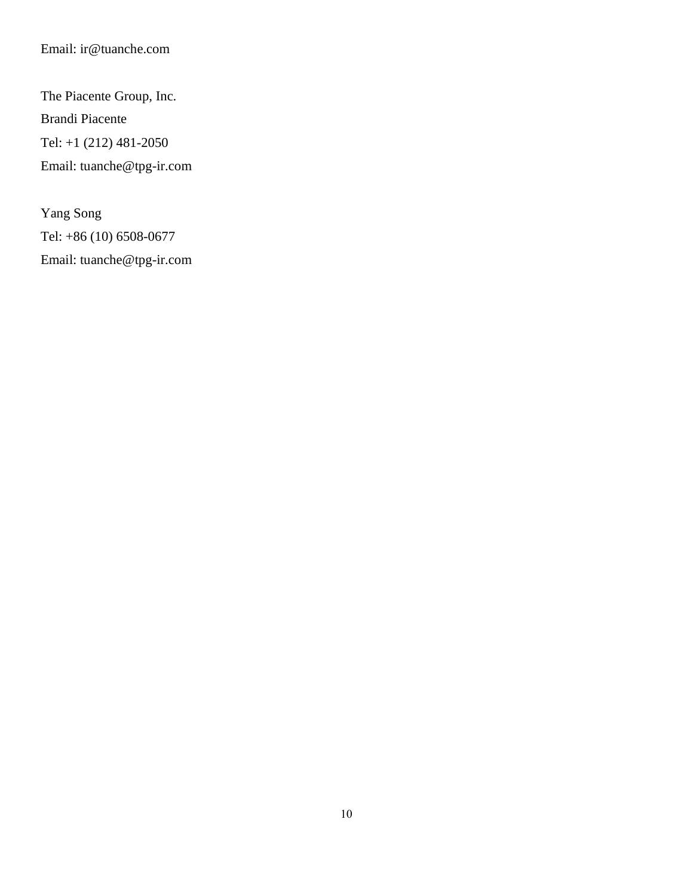Email: ir@tuanche.com

The Piacente Group, Inc.
Brandi Piacente
Tel: +1 (212) 481-2050
Email: tuanche@tpg-ir.com

Yang Song
Tel: +86 (10) 6508-0677
Email: tuanche@tpg-ir.com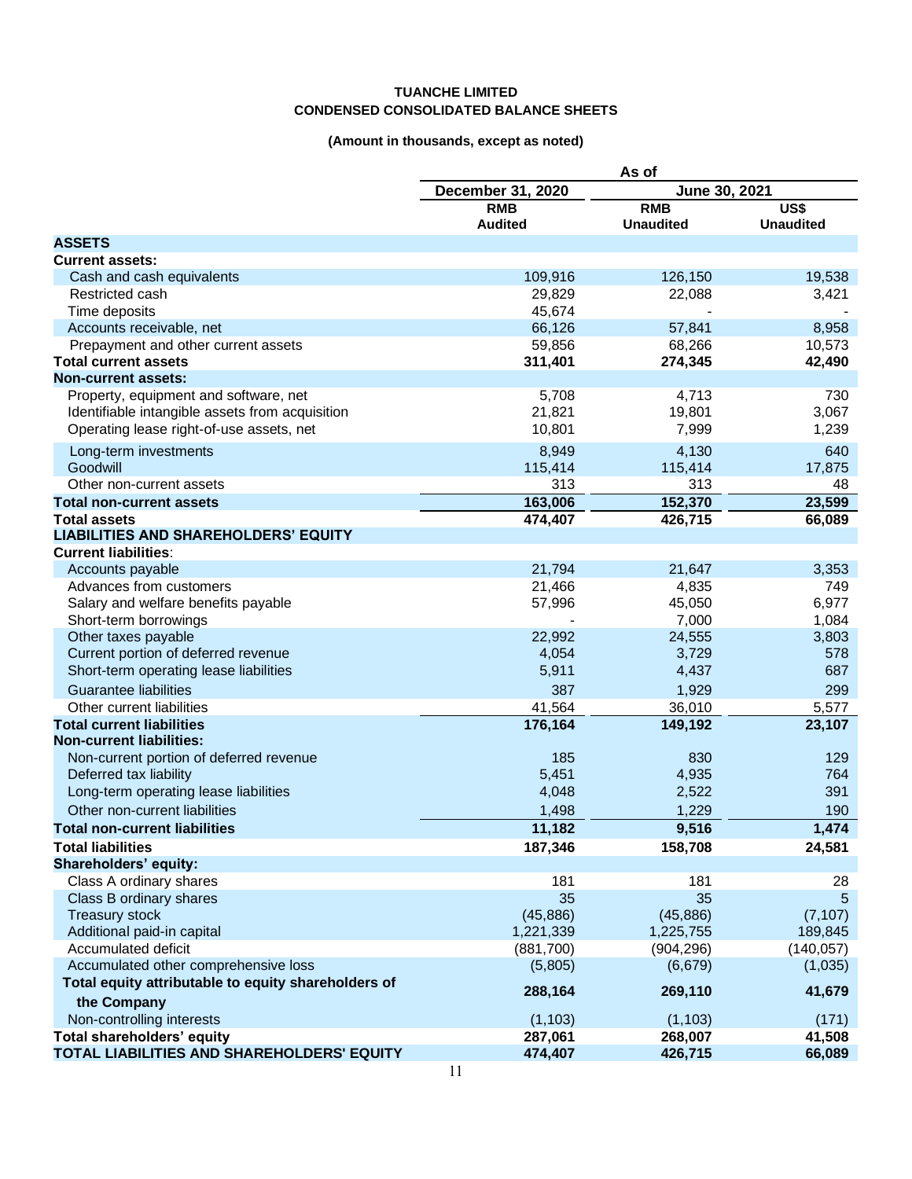**TUANCHE LIMITED**

**CONDENSED CONSOLIDATED BALANCE SHEETS**

**(Amount in thousands, except as noted)**

| | As of | | |
|---|---|---|---|
| | December 31, 2020 | June 30, 2021 | |
| | RMB Audited | RMB Unaudited | US$ Unaudited |
| **ASSETS** | | | |
| **Current assets:** | | | |
| Cash and cash equivalents | 109,916 | 126,150 | 19,538 |
| Restricted cash | 29,829 | 22,088 | 3,421 |
| Time deposits | 45,674 | - | - |
| Accounts receivable, net | 66,126 | 57,841 | 8,958 |
| Prepayment and other current assets | 59,856 | 68,266 | 10,573 |
| **Total current assets** | **311,401** | **274,345** | **42,490** |
| **Non-current assets:** | | | |
| Property, equipment and software, net | 5,708 | 4,713 | 730 |
| Identifiable intangible assets from acquisition | 21,821 | 19,801 | 3,067 |
| Operating lease right-of-use assets, net | 10,801 | 7,999 | 1,239 |
| Long-term investments | 8,949 | 4,130 | 640 |
| Goodwill | 115,414 | 115,414 | 17,875 |
| Other non-current assets | 313 | 313 | 48 |
| **Total non-current assets** | **163,006** | **152,370** | **23,599** |
| **Total assets** | **474,407** | **426,715** | **66,089** |
| **LIABILITIES AND SHAREHOLDERS' EQUITY** | | | |
| **Current liabilities**: | | | |
| Accounts payable | 21,794 | 21,647 | 3,353 |
| Advances from customers | 21,466 | 4,835 | 749 |
| Salary and welfare benefits payable | 57,996 | 45,050 | 6,977 |
| Short-term borrowings | - | 7,000 | 1,084 |
| Other taxes payable | 22,992 | 24,555 | 3,803 |
| Current portion of deferred revenue | 4,054 | 3,729 | 578 |
| Short-term operating lease liabilities | 5,911 | 4,437 | 687 |
| Guarantee liabilities | 387 | 1,929 | 299 |
| Other current liabilities | 41,564 | 36,010 | 5,577 |
| **Total current liabilities** | **176,164** | **149,192** | **23,107** |
| **Non-current liabilities:** | | | |
| Non-current portion of deferred revenue | 185 | 830 | 129 |
| Deferred tax liability | 5,451 | 4,935 | 764 |
| Long-term operating lease liabilities | 4,048 | 2,522 | 391 |
| Other non-current liabilities | 1,498 | 1,229 | 190 |
| **Total non-current liabilities** | **11,182** | **9,516** | **1,474** |
| **Total liabilities** | **187,346** | **158,708** | **24,581** |
| **Shareholders' equity:** | | | |
| Class A ordinary shares | 181 | 181 | 28 |
| Class B ordinary shares | 35 | 35 | 5 |
| Treasury stock | (45,886) | (45,886) | (7,107) |
| Additional paid-in capital | 1,221,339 | 1,225,755 | 189,845 |
| Accumulated deficit | (881,700) | (904,296) | (140,057) |
| Accumulated other comprehensive loss | (5,805) | (6,679) | (1,035) |
| **Total equity attributable to equity shareholders of the Company** | **288,164** | **269,110** | **41,679** |
| Non-controlling interests | (1,103) | (1,103) | (171) |
| **Total shareholders' equity** | **287,061** | **268,007** | **41,508** |
| **TOTAL LIABILITIES AND SHAREHOLDERS' EQUITY** | **474,407** | **426,715** | **66,089** |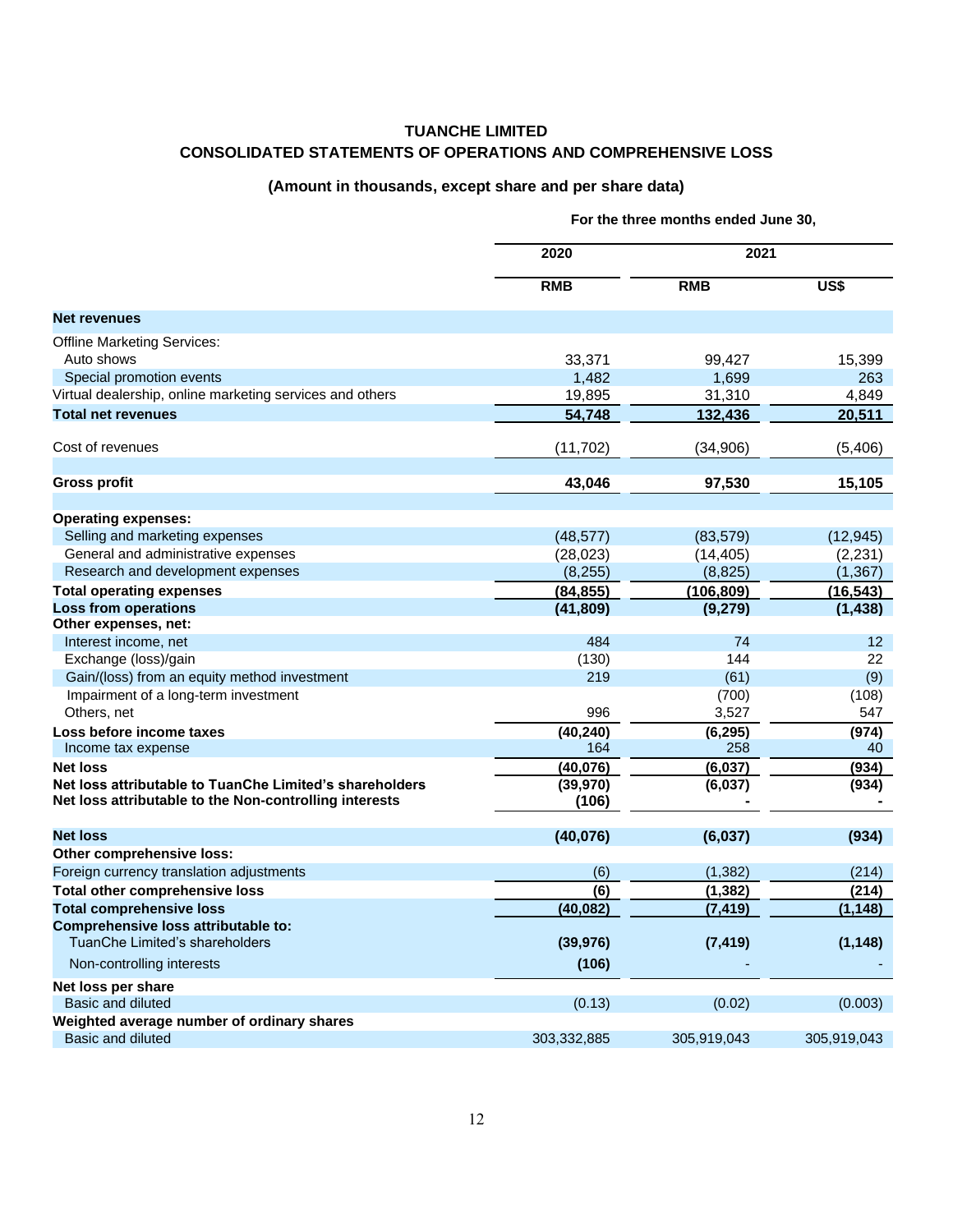# TUANCHE LIMITED

## CONSOLIDATED STATEMENTS OF OPERATIONS AND COMPREHENSIVE LOSS

### (Amount in thousands, except share and per share data)

| | For the three months ended June 30, | | |
|---|---|---|---|
| | 2020 | 2021 | |
| | RMB | RMB | US$ |
| **Net revenues** | | | |
| Offline Marketing Services: | | | |
| Auto shows | 33,371 | 99,427 | 15,399 |
| Special promotion events | 1,482 | 1,699 | 263 |
| Virtual dealership, online marketing services and others | 19,895 | 31,310 | 4,849 |
| **Total net revenues** | **54,748** | **132,436** | **20,511** |
| Cost of revenues | (11,702) | (34,906) | (5,406) |
| **Gross profit** | **43,046** | **97,530** | **15,105** |
| **Operating expenses:** | | | |
| Selling and marketing expenses | (48,577) | (83,579) | (12,945) |
| General and administrative expenses | (28,023) | (14,405) | (2,231) |
| Research and development expenses | (8,255) | (8,825) | (1,367) |
| **Total operating expenses** | **(84,855)** | **(106,809)** | **(16,543)** |
| **Loss from operations** | **(41,809)** | **(9,279)** | **(1,438)** |
| **Other expenses, net:** | | | |
| Interest income, net | 484 | 74 | 12 |
| Exchange (loss)/gain | (130) | 144 | 22 |
| Gain/(loss) from an equity method investment | 219 | (61) | (9) |
| Impairment of a long-term investment | | (700) | (108) |
| Others, net | 996 | 3,527 | 547 |
| **Loss before income taxes** | **(40,240)** | **(6,295)** | **(974)** |
| Income tax expense | 164 | 258 | 40 |
| **Net loss** | **(40,076)** | **(6,037)** | **(934)** |
| **Net loss attributable to TuanChe Limited's shareholders** | **(39,970)** | **(6,037)** | **(934)** |
| **Net loss attributable to the Non-controlling interests** | **(106)** | **-** | **-** |
| **Net loss** | **(40,076)** | **(6,037)** | **(934)** |
| **Other comprehensive loss:** | | | |
| Foreign currency translation adjustments | (6) | (1,382) | (214) |
| **Total other comprehensive loss** | **(6)** | **(1,382)** | **(214)** |
| **Total comprehensive loss** | **(40,082)** | **(7,419)** | **(1,148)** |
| **Comprehensive loss attributable to:** | | | |
| TuanChe Limited's shareholders | **(39,976)** | **(7,419)** | **(1,148)** |
| Non-controlling interests | **(106)** | - | - |
| **Net loss per share** | | | |
| Basic and diluted | (0.13) | (0.02) | (0.003) |
| **Weighted average number of ordinary shares** | | | |
| Basic and diluted | 303,332,885 | 305,919,043 | 305,919,043 |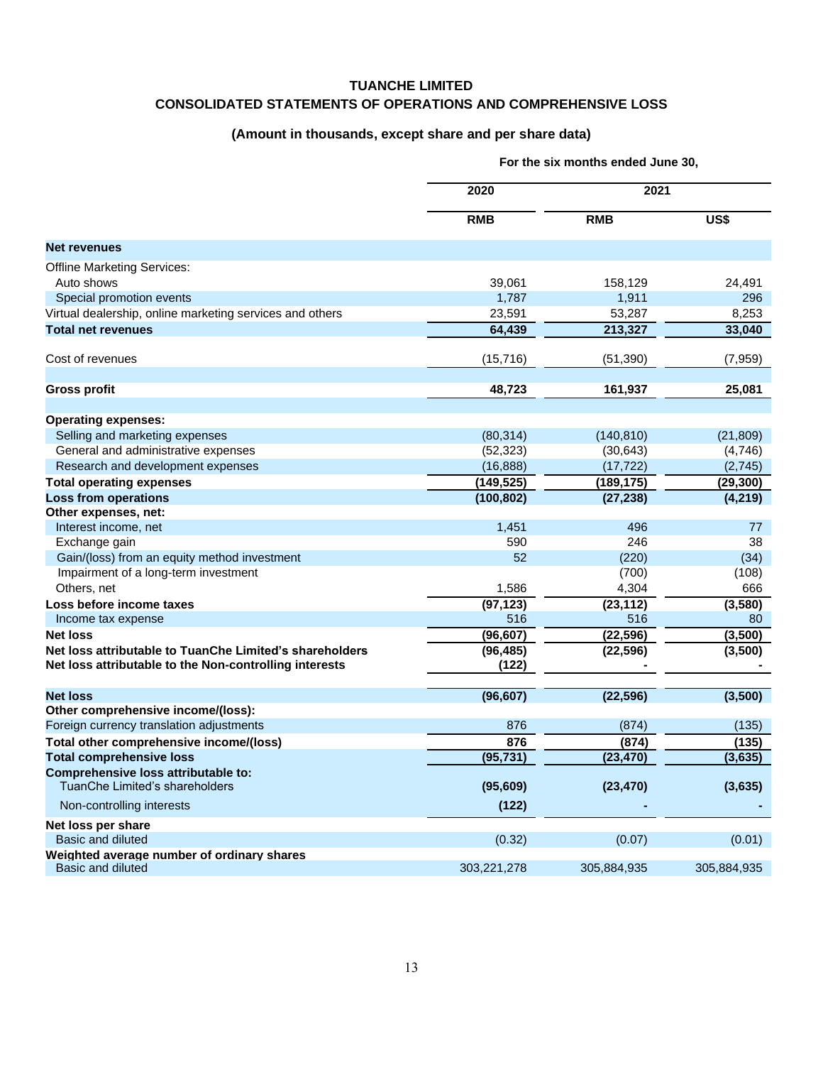**TUANCHE LIMITED**

**CONSOLIDATED STATEMENTS OF OPERATIONS AND COMPREHENSIVE LOSS**

**(Amount in thousands, except share and per share data)**

| | For the six months ended June 30, | | |
|---|---|---|---|
| | 2020 | 2021 | |
| | RMB | RMB | US$ |
| **Net revenues** | | | |
| Offline Marketing Services: | | | |
| Auto shows | 39,061 | 158,129 | 24,491 |
| Special promotion events | 1,787 | 1,911 | 296 |
| Virtual dealership, online marketing services and others | 23,591 | 53,287 | 8,253 |
| **Total net revenues** | **64,439** | **213,327** | **33,040** |
| Cost of revenues | (15,716) | (51,390) | (7,959) |
| **Gross profit** | **48,723** | **161,937** | **25,081** |
| **Operating expenses:** | | | |
| Selling and marketing expenses | (80,314) | (140,810) | (21,809) |
| General and administrative expenses | (52,323) | (30,643) | (4,746) |
| Research and development expenses | (16,888) | (17,722) | (2,745) |
| **Total operating expenses** | **(149,525)** | **(189,175)** | **(29,300)** |
| **Loss from operations** | **(100,802)** | **(27,238)** | **(4,219)** |
| **Other expenses, net:** | | | |
| Interest income, net | 1,451 | 496 | 77 |
| Exchange gain | 590 | 246 | 38 |
| Gain/(loss) from an equity method investment | 52 | (220) | (34) |
| Impairment of a long-term investment | | (700) | (108) |
| Others, net | 1,586 | 4,304 | 666 |
| **Loss before income taxes** | **(97,123)** | **(23,112)** | **(3,580)** |
| Income tax expense | 516 | 516 | 80 |
| **Net loss** | **(96,607)** | **(22,596)** | **(3,500)** |
| **Net loss attributable to TuanChe Limited's shareholders** | **(96,485)** | **(22,596)** | **(3,500)** |
| **Net loss attributable to the Non-controlling interests** | **(122)** | **-** | **-** |
| **Net loss** | **(96,607)** | **(22,596)** | **(3,500)** |
| **Other comprehensive income/(loss):** | | | |
| Foreign currency translation adjustments | 876 | (874) | (135) |
| **Total other comprehensive income/(loss)** | **876** | **(874)** | **(135)** |
| **Total comprehensive loss** | **(95,731)** | **(23,470)** | **(3,635)** |
| **Comprehensive loss attributable to:** | | | |
| TuanChe Limited's shareholders | **(95,609)** | **(23,470)** | **(3,635)** |
| Non-controlling interests | **(122)** | **-** | **-** |
| **Net loss per share** | | | |
| Basic and diluted | (0.32) | (0.07) | (0.01) |
| **Weighted average number of ordinary shares** | | | |
| Basic and diluted | 303,221,278 | 305,884,935 | 305,884,935 |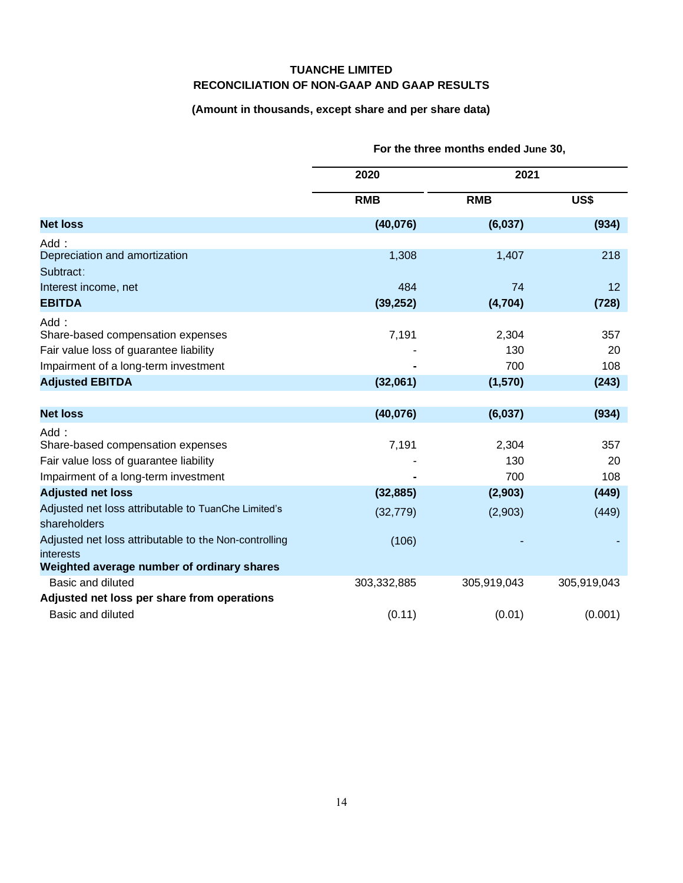**TUANCHE LIMITED**
**RECONCILIATION OF NON-GAAP AND GAAP RESULTS**

**(Amount in thousands, except share and per share data)**

| | For the three months ended June 30, | | |
|---|---|---|---|
| | 2020 | 2021 | |
| | RMB | RMB | US$ |
| **Net loss** | **(40,076)** | **(6,037)** | **(934)** |
| Add： | | | |
| Depreciation and amortization | 1,308 | 1,407 | 218 |
| Subtract: | | | |
| Interest income, net | 484 | 74 | 12 |
| **EBITDA** | **(39,252)** | **(4,704)** | **(728)** |
| Add： | | | |
| Share-based compensation expenses | 7,191 | 2,304 | 357 |
| Fair value loss of guarantee liability | - | 130 | 20 |
| Impairment of a long-term investment | - | 700 | 108 |
| **Adjusted EBITDA** | **(32,061)** | **(1,570)** | **(243)** |
| | | | |
| **Net loss** | **(40,076)** | **(6,037)** | **(934)** |
| Add： | | | |
| Share-based compensation expenses | 7,191 | 2,304 | 357 |
| Fair value loss of guarantee liability | - | 130 | 20 |
| Impairment of a long-term investment | - | 700 | 108 |
| **Adjusted net loss** | **(32,885)** | **(2,903)** | **(449)** |
| Adjusted net loss attributable to TuanChe Limited's shareholders | (32,779) | (2,903) | (449) |
| Adjusted net loss attributable to the Non-controlling interests | (106) | - | - |
| **Weighted average number of ordinary shares** | | | |
| Basic and diluted | 303,332,885 | 305,919,043 | 305,919,043 |
| **Adjusted net loss per share from operations** | | | |
| Basic and diluted | (0.11) | (0.01) | (0.001) |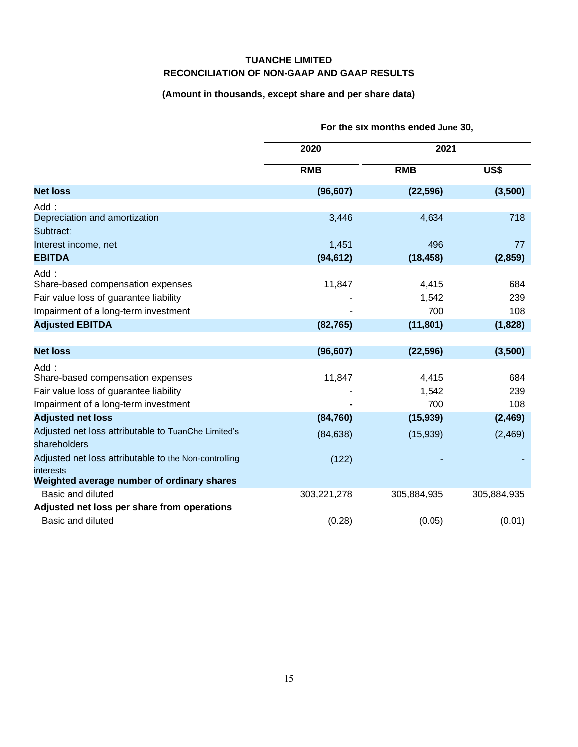**TUANCHE LIMITED**
**RECONCILIATION OF NON-GAAP AND GAAP RESULTS**

**(Amount in thousands, except share and per share data)**

| | For the six months ended June 30, | | |
|---|---|---|---|
| | 2020 | 2021 | |
| | RMB | RMB | US$ |
| **Net loss** | **(96,607)** | **(22,596)** | **(3,500)** |
| Add： | | | |
| Depreciation and amortization | 3,446 | 4,634 | 718 |
| Subtract: | | | |
| Interest income, net | 1,451 | 496 | 77 |
| **EBITDA** | **(94,612)** | **(18,458)** | **(2,859)** |
| Add： | | | |
| Share-based compensation expenses | 11,847 | 4,415 | 684 |
| Fair value loss of guarantee liability | - | 1,542 | 239 |
| Impairment of a long-term investment | - | 700 | 108 |
| **Adjusted EBITDA** | **(82,765)** | **(11,801)** | **(1,828)** |
| | | | |
| **Net loss** | **(96,607)** | **(22,596)** | **(3,500)** |
| Add： | | | |
| Share-based compensation expenses | 11,847 | 4,415 | 684 |
| Fair value loss of guarantee liability | - | 1,542 | 239 |
| Impairment of a long-term investment | - | 700 | 108 |
| **Adjusted net loss** | **(84,760)** | **(15,939)** | **(2,469)** |
| Adjusted net loss attributable to TuanChe Limited's shareholders | (84,638) | (15,939) | (2,469) |
| Adjusted net loss attributable to the Non-controlling interests | (122) | - | - |
| **Weighted average number of ordinary shares** | | | |
| Basic and diluted | 303,221,278 | 305,884,935 | 305,884,935 |
| **Adjusted net loss per share from operations** | | | |
| Basic and diluted | (0.28) | (0.05) | (0.01) |